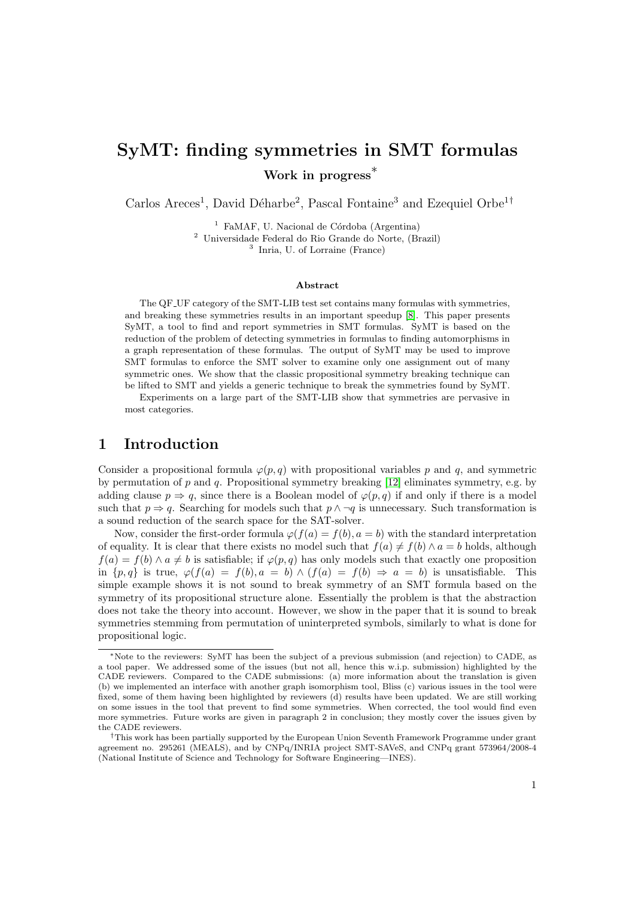# SyMT: finding symmetries in SMT formulas

**Work in progress***

Carlos Areces[1], David Déharbe[2], Pascal Fontaine[3] and Ezequiel Orbe[1†]

[1] FaMAF, U. Nacional de Córdoba (Argentina)
[2] Universidade Federal do Rio Grande do Norte, (Brazil)
[3] Inria, U. of Lorraine (France)

**Abstract**

The QF_UF category of the SMT-LIB test set contains many formulas with symmetries, and breaking these symmetries results in an important speedup [8]. This paper presents SyMT, a tool to find and report symmetries in SMT formulas. SyMT is based on the reduction of the problem of detecting symmetries in formulas to finding automorphisms in a graph representation of these formulas. The output of SyMT may be used to improve SMT formulas to enforce the SMT solver to examine only one assignment out of many symmetric ones. We show that the classic propositional symmetry breaking technique can be lifted to SMT and yields a generic technique to break the symmetries found by SyMT.

Experiments on a large part of the SMT-LIB show that symmetries are pervasive in most categories.

## 1 Introduction

Consider a propositional formula $\varphi(p, q)$ with propositional variables $p$ and $q$, and symmetric by permutation of $p$ and $q$. Propositional symmetry breaking [12] eliminates symmetry, e.g. by adding clause $p \Rightarrow q$, since there is a Boolean model of $\varphi(p, q)$ if and only if there is a model such that $p \Rightarrow q$. Searching for models such that $p \wedge \neg q$ is unnecessary. Such transformation is a sound reduction of the search space for the SAT-solver.

Now, consider the first-order formula $\varphi(f(a) = f(b), a = b)$ with the standard interpretation of equality. It is clear that there exists no model such that $f(a) \neq f(b) \wedge a = b$ holds, although $f(a) = f(b) \wedge a \neq b$ is satisfiable; if $\varphi(p, q)$ has only models such that exactly one proposition in $\{p, q\}$ is true, $\varphi(f(a) = f(b), a = b) \wedge (f(a) = f(b) \Rightarrow a = b)$ is unsatisfiable. This simple example shows it is not sound to break symmetry of an SMT formula based on the symmetry of its propositional structure alone. Essentially the problem is that the abstraction does not take the theory into account. However, we show in the paper that it is sound to break symmetries stemming from permutation of uninterpreted symbols, similarly to what is done for propositional logic.

*Note to the reviewers: SyMT has been the subject of a previous submission (and rejection) to CADE, as a tool paper. We addressed some of the issues (but not all, hence this w.i.p. submission) highlighted by the CADE reviewers. Compared to the CADE submissions: (a) more information about the translation is given (b) we implemented an interface with another graph isomorphism tool, Bliss (c) various issues in the tool were fixed, some of them having been highlighted by reviewers (d) results have been updated. We are still working on some issues in the tool that prevent to find some symmetries. When corrected, the tool would find even more symmetries. Future works are given in paragraph 2 in conclusion; they mostly cover the issues given by the CADE reviewers.

†This work has been partially supported by the European Union Seventh Framework Programme under grant agreement no. 295261 (MEALS), and by CNPq/INRIA project SMT-SAVeS, and CNPq grant 573964/2008-4 (National Institute of Science and Technology for Software Engineering—INES).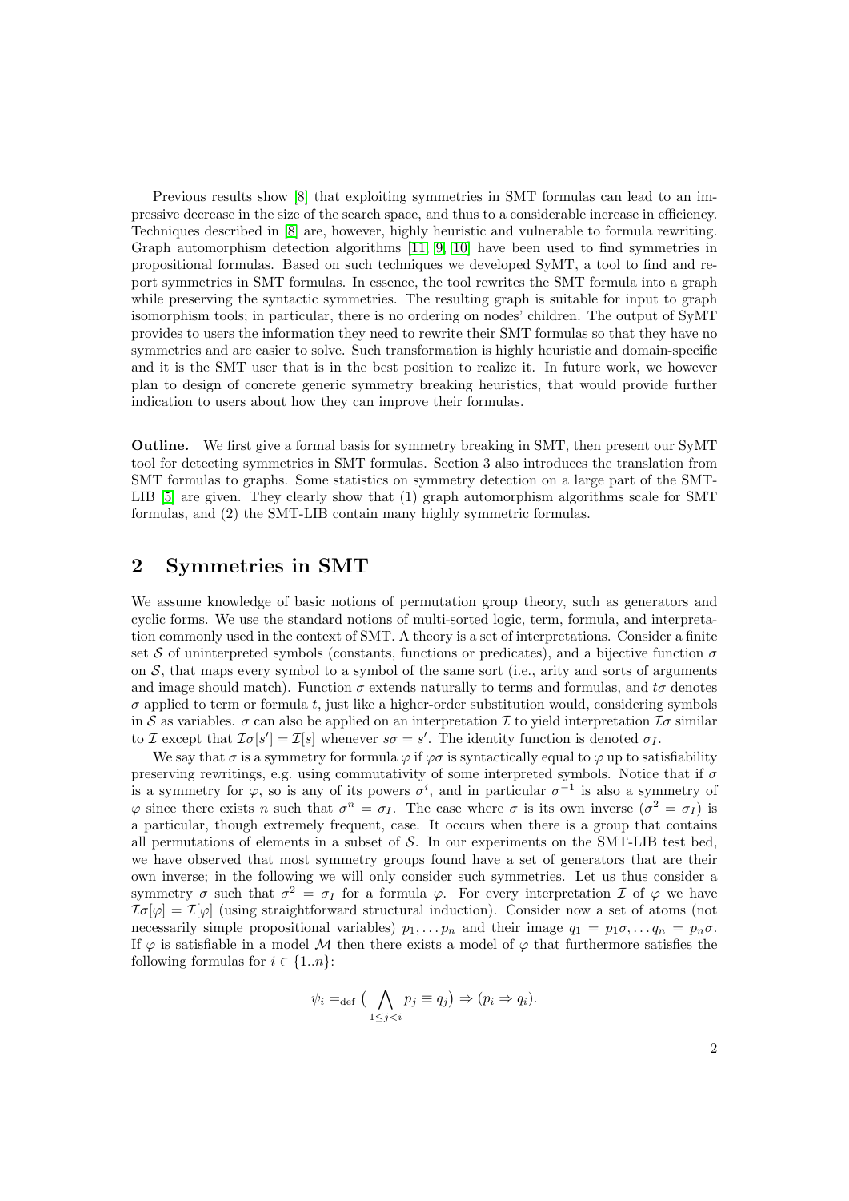Previous results show [8] that exploiting symmetries in SMT formulas can lead to an impressive decrease in the size of the search space, and thus to a considerable increase in efficiency. Techniques described in [8] are, however, highly heuristic and vulnerable to formula rewriting. Graph automorphism detection algorithms [11, 9, 10] have been used to find symmetries in propositional formulas. Based on such techniques we developed SyMT, a tool to find and report symmetries in SMT formulas. In essence, the tool rewrites the SMT formula into a graph while preserving the syntactic symmetries. The resulting graph is suitable for input to graph isomorphism tools; in particular, there is no ordering on nodes' children. The output of SyMT provides to users the information they need to rewrite their SMT formulas so that they have no symmetries and are easier to solve. Such transformation is highly heuristic and domain-specific and it is the SMT user that is in the best position to realize it. In future work, we however plan to design of concrete generic symmetry breaking heuristics, that would provide further indication to users about how they can improve their formulas.

**Outline.** We first give a formal basis for symmetry breaking in SMT, then present our SyMT tool for detecting symmetries in SMT formulas. Section 3 also introduces the translation from SMT formulas to graphs. Some statistics on symmetry detection on a large part of the SMT-LIB [5] are given. They clearly show that (1) graph automorphism algorithms scale for SMT formulas, and (2) the SMT-LIB contain many highly symmetric formulas.

## 2 Symmetries in SMT

We assume knowledge of basic notions of permutation group theory, such as generators and cyclic forms. We use the standard notions of multi-sorted logic, term, formula, and interpretation commonly used in the context of SMT. A theory is a set of interpretations. Consider a finite set $\mathcal{S}$ of uninterpreted symbols (constants, functions or predicates), and a bijective function $\sigma$ on $\mathcal{S}$, that maps every symbol to a symbol of the same sort (i.e., arity and sorts of arguments and image should match). Function $\sigma$ extends naturally to terms and formulas, and $t\sigma$ denotes $\sigma$ applied to term or formula $t$, just like a higher-order substitution would, considering symbols in $\mathcal{S}$ as variables. $\sigma$ can also be applied on an interpretation $\mathcal{I}$ to yield interpretation $\mathcal{I}\sigma$ similar to $\mathcal{I}$ except that $\mathcal{I}\sigma[s'] = \mathcal{I}[s]$ whenever $s\sigma = s'$. The identity function is denoted $\sigma_I$.

We say that $\sigma$ is a symmetry for formula $\varphi$ if $\varphi\sigma$ is syntactically equal to $\varphi$ up to satisfiability preserving rewritings, e.g. using commutativity of some interpreted symbols. Notice that if $\sigma$ is a symmetry for $\varphi$, so is any of its powers $\sigma^i$, and in particular $\sigma^{-1}$ is also a symmetry of $\varphi$ since there exists $n$ such that $\sigma^n = \sigma_I$. The case where $\sigma$ is its own inverse ($\sigma^2 = \sigma_I$) is a particular, though extremely frequent, case. It occurs when there is a group that contains all permutations of elements in a subset of $\mathcal{S}$. In our experiments on the SMT-LIB test bed, we have observed that most symmetry groups found have a set of generators that are their own inverse; in the following we will only consider such symmetries. Let us thus consider a symmetry $\sigma$ such that $\sigma^2 = \sigma_I$ for a formula $\varphi$. For every interpretation $\mathcal{I}$ of $\varphi$ we have $\mathcal{I}\sigma[\varphi] = \mathcal{I}[\varphi]$ (using straightforward structural induction). Consider now a set of atoms (not necessarily simple propositional variables) $p_1, \ldots p_n$ and their image $q_1 = p_1\sigma, \ldots q_n = p_n\sigma$. If $\varphi$ is satisfiable in a model $\mathcal{M}$ then there exists a model of $\varphi$ that furthermore satisfies the following formulas for $i \in \{1..n\}$:

$$\psi_i =_{\text{def}} \big( \bigwedge_{1 \leq j < i} p_j \equiv q_j \big) \Rightarrow (p_i \Rightarrow q_i).$$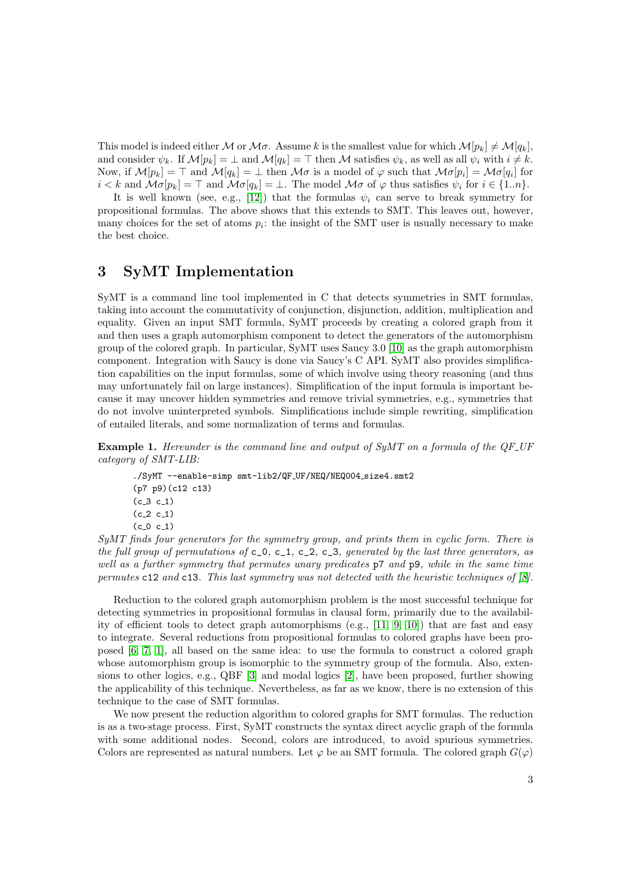This model is indeed either $\mathcal{M}$ or $\mathcal{M}\sigma$. Assume $k$ is the smallest value for which $\mathcal{M}[p_k] \neq \mathcal{M}[q_k]$, and consider $\psi_k$. If $\mathcal{M}[p_k] = \bot$ and $\mathcal{M}[q_k] = \top$ then $\mathcal{M}$ satisfies $\psi_k$, as well as all $\psi_i$ with $i \neq k$. Now, if $\mathcal{M}[p_k] = \top$ and $\mathcal{M}[q_k] = \bot$ then $\mathcal{M}\sigma$ is a model of $\varphi$ such that $\mathcal{M}\sigma[p_i] = \mathcal{M}\sigma[q_i]$ for $i < k$ and $\mathcal{M}\sigma[p_k] = \top$ and $\mathcal{M}\sigma[q_k] = \bot$. The model $\mathcal{M}\sigma$ of $\varphi$ thus satisfies $\psi_i$ for $i \in \{1..n\}$.

It is well known (see, e.g., [12]) that the formulas $\psi_i$ can serve to break symmetry for propositional formulas. The above shows that this extends to SMT. This leaves out, however, many choices for the set of atoms $p_i$: the insight of the SMT user is usually necessary to make the best choice.

# 3 SyMT Implementation

SyMT is a command line tool implemented in C that detects symmetries in SMT formulas, taking into account the commutativity of conjunction, disjunction, addition, multiplication and equality. Given an input SMT formula, SyMT proceeds by creating a colored graph from it and then uses a graph automorphism component to detect the generators of the automorphism group of the colored graph. In particular, SyMT uses Saucy 3.0 [10] as the graph automorphism component. Integration with Saucy is done via Saucy's C API. SyMT also provides simplification capabilities on the input formulas, some of which involve using theory reasoning (and thus may unfortunately fail on large instances). Simplification of the input formula is important because it may uncover hidden symmetries and remove trivial symmetries, e.g., symmetries that do not involve uninterpreted symbols. Simplifications include simple rewriting, simplification of entailed literals, and some normalization of terms and formulas.

**Example 1.** *Hereunder is the command line and output of SyMT on a formula of the QF_UF category of SMT-LIB:*

```
./SyMT --enable-simp smt-lib2/QF_UF/NEQ/NEQ004_size4.smt2
(p7 p9)(c12 c13)
(c_3 c_1)
(c_2 c_1)
(c_0 c_1)
```

*SyMT finds four generators for the symmetry group, and prints them in cyclic form. There is the full group of permutations of* `c_0`*,* `c_1`*,* `c_2`*,* `c_3`*, generated by the last three generators, as well as a further symmetry that permutes unary predicates* `p7` *and* `p9`*, while in the same time permutes* `c12` *and* `c13`*. This last symmetry was not detected with the heuristic techniques of [8].*

Reduction to the colored graph automorphism problem is the most successful technique for detecting symmetries in propositional formulas in clausal form, primarily due to the availability of efficient tools to detect graph automorphisms (e.g., [11, 9, 10]) that are fast and easy to integrate. Several reductions from propositional formulas to colored graphs have been proposed [6, 7, 1], all based on the same idea: to use the formula to construct a colored graph whose automorphism group is isomorphic to the symmetry group of the formula. Also, extensions to other logics, e.g., QBF [3] and modal logics [2], have been proposed, further showing the applicability of this technique. Nevertheless, as far as we know, there is no extension of this technique to the case of SMT formulas.

We now present the reduction algorithm to colored graphs for SMT formulas. The reduction is as a two-stage process. First, SyMT constructs the syntax direct acyclic graph of the formula with some additional nodes. Second, colors are introduced, to avoid spurious symmetries. Colors are represented as natural numbers. Let $\varphi$ be an SMT formula. The colored graph $G(\varphi)$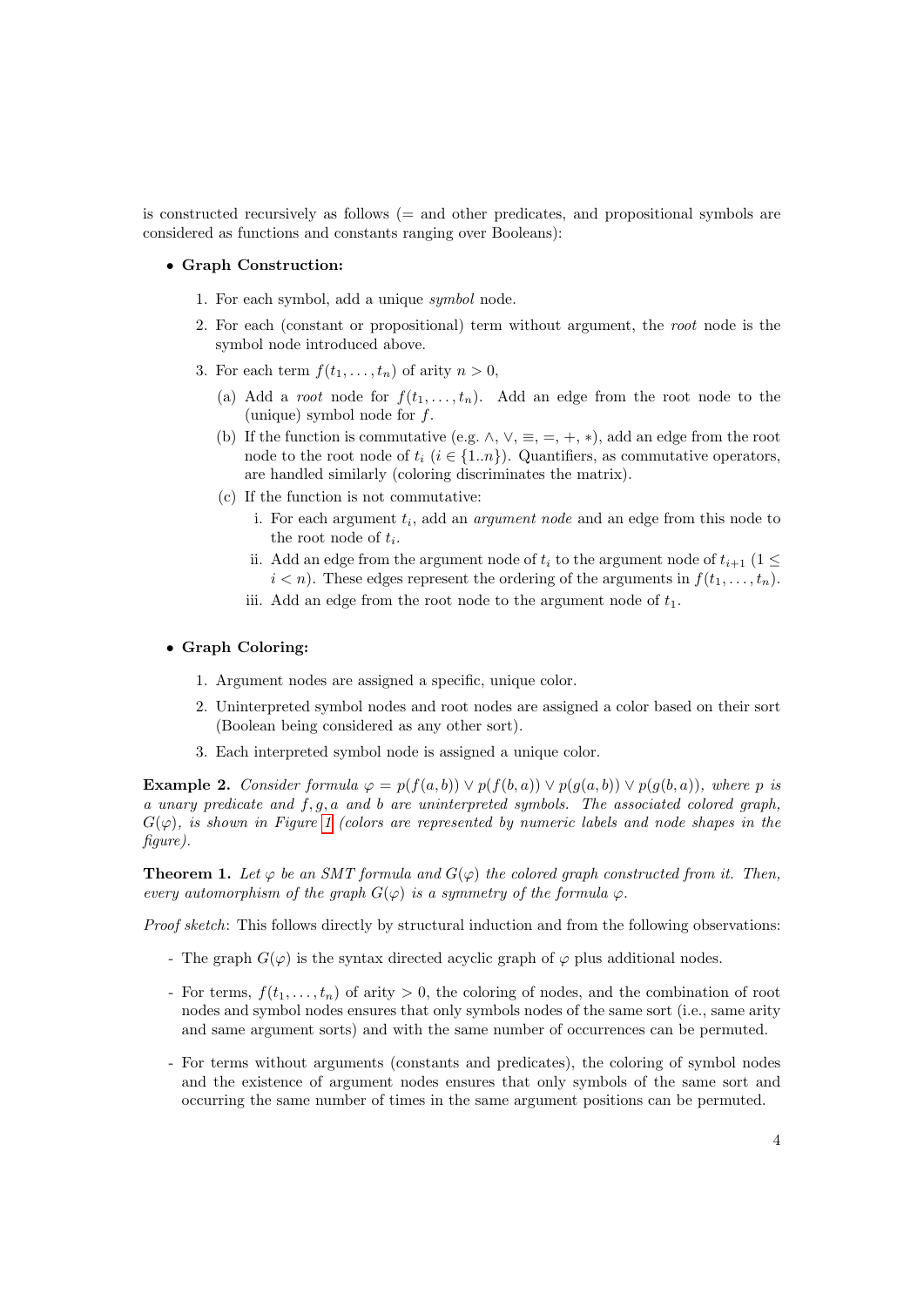is constructed recursively as follows (= and other predicates, and propositional symbols are considered as functions and constants ranging over Booleans):

- **Graph Construction:**
  1. For each symbol, add a unique *symbol* node.
  2. For each (constant or propositional) term without argument, the *root* node is the symbol node introduced above.
  3. For each term $f(t_1, \ldots, t_n)$ of arity $n > 0$,
     (a) Add a *root* node for $f(t_1, \ldots, t_n)$. Add an edge from the root node to the (unique) symbol node for $f$.
     (b) If the function is commutative (e.g. $\wedge, \vee, \equiv, =, +, *$), add an edge from the root node to the root node of $t_i$ ($i \in \{1..n\}$). Quantifiers, as commutative operators, are handled similarly (coloring discriminates the matrix).
     (c) If the function is not commutative:
        i. For each argument $t_i$, add an *argument node* and an edge from this node to the root node of $t_i$.
        ii. Add an edge from the argument node of $t_i$ to the argument node of $t_{i+1}$ ($1 \leq i < n$). These edges represent the ordering of the arguments in $f(t_1, \ldots, t_n)$.
        iii. Add an edge from the root node to the argument node of $t_1$.

- **Graph Coloring:**
  1. Argument nodes are assigned a specific, unique color.
  2. Uninterpreted symbol nodes and root nodes are assigned a color based on their sort (Boolean being considered as any other sort).
  3. Each interpreted symbol node is assigned a unique color.

**Example 2.** *Consider formula $\varphi = p(f(a, b)) \vee p(f(b, a)) \vee p(g(a, b)) \vee p(g(b, a))$, where $p$ is a unary predicate and $f, g, a$ and $b$ are uninterpreted symbols. The associated colored graph, $G(\varphi)$, is shown in Figure 1 (colors are represented by numeric labels and node shapes in the figure).*

**Theorem 1.** *Let $\varphi$ be an SMT formula and $G(\varphi)$ the colored graph constructed from it. Then, every automorphism of the graph $G(\varphi)$ is a symmetry of the formula $\varphi$.*

*Proof sketch*: This follows directly by structural induction and from the following observations:

- The graph $G(\varphi)$ is the syntax directed acyclic graph of $\varphi$ plus additional nodes.
- For terms, $f(t_1, \ldots, t_n)$ of arity $> 0$, the coloring of nodes, and the combination of root nodes and symbol nodes ensures that only symbols nodes of the same sort (i.e., same arity and same argument sorts) and with the same number of occurrences can be permuted.
- For terms without arguments (constants and predicates), the coloring of symbol nodes and the existence of argument nodes ensures that only symbols of the same sort and occurring the same number of times in the same argument positions can be permuted.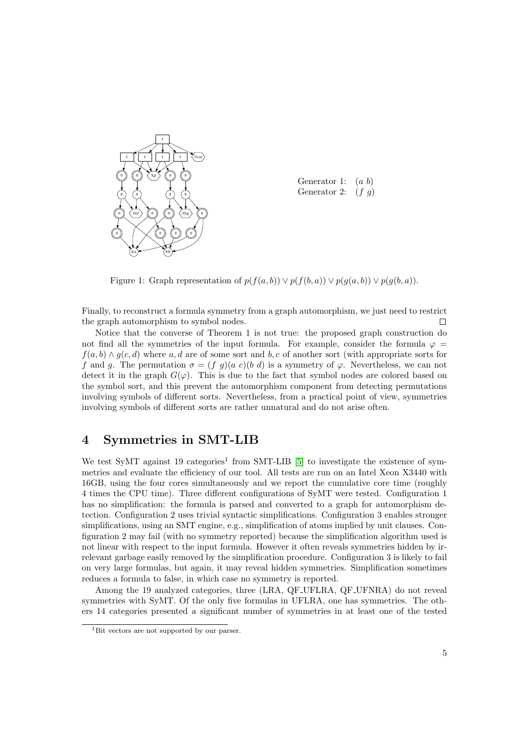Generator 1: $(a\ b)$
Generator 2: $(f\ g)$

Figure 1: Graph representation of $p(f(a,b)) \vee p(f(b,a)) \vee p(g(a,b)) \vee p(g(b,a))$.

Finally, to reconstruct a formula symmetry from a graph automorphism, we just need to restrict the graph automorphism to symbol nodes. □

Notice that the converse of Theorem 1 is not true: the proposed graph construction do not find all the symmetries of the input formula. For example, consider the formula $\varphi = f(a,b) \wedge g(c,d)$ where $a,d$ are of some sort and $b,c$ of another sort (with appropriate sorts for $f$ and $g$. The permutation $\sigma = (f\ g)(a\ c)(b\ d)$ is a symmetry of $\varphi$. Nevertheless, we can not detect it in the graph $G(\varphi)$. This is due to the fact that symbol nodes are colored based on the symbol sort, and this prevent the automorphism component from detecting permutations involving symbols of different sorts. Nevertheless, from a practical point of view, symmetries involving symbols of different sorts are rather unnatural and do not arise often.

## 4 Symmetries in SMT-LIB

We test SyMT against 19 categories[1] from SMT-LIB [5] to investigate the existence of symmetries and evaluate the efficiency of our tool. All tests are run on an Intel Xeon X3440 with 16GB, using the four cores simultaneously and we report the cumulative core time (roughly 4 times the CPU time). Three different configurations of SyMT were tested. Configuration 1 has no simplification: the formula is parsed and converted to a graph for automorphism detection. Configuration 2 uses trivial syntactic simplifications. Configuration 3 enables stronger simplifications, using an SMT engine, e.g., simplification of atoms implied by unit clauses. Configuration 2 may fail (with no symmetry reported) because the simplification algorithm used is not linear with respect to the input formula. However it often reveals symmetries hidden by irrelevant garbage easily removed by the simplification procedure. Configuration 3 is likely to fail on very large formulas, but again, it may reveal hidden symmetries. Simplification sometimes reduces a formula to false, in which case no symmetry is reported.

Among the 19 analyzed categories, three (LRA, QF_UFLRA, QF_UFNRA) do not reveal symmetries with SyMT. Of the only five formulas in UFLRA, one has symmetries. The others 14 categories presented a significant number of symmetries in at least one of the tested

[1] Bit vectors are not supported by our parser.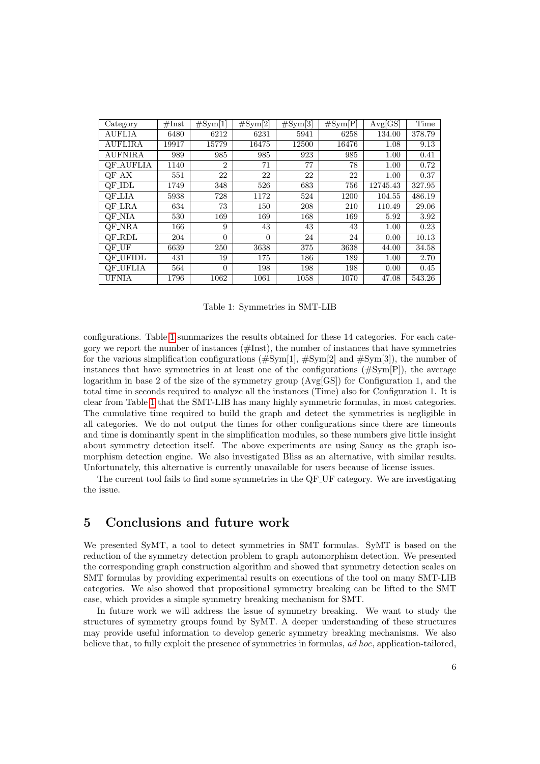| Category | #Inst | #Sym[1] | #Sym[2] | #Sym[3] | #Sym[P] | Avg[GS] | Time |
|---|---|---|---|---|---|---|---|
| AUFLIA | 6480 | 6212 | 6231 | 5941 | 6258 | 134.00 | 378.79 |
| AUFLIRA | 19917 | 15779 | 16475 | 12500 | 16476 | 1.08 | 9.13 |
| AUFNIRA | 989 | 985 | 985 | 923 | 985 | 1.00 | 0.41 |
| QF_AUFLIA | 1140 | 2 | 71 | 77 | 78 | 1.00 | 0.72 |
| QF_AX | 551 | 22 | 22 | 22 | 22 | 1.00 | 0.37 |
| QF_IDL | 1749 | 348 | 526 | 683 | 756 | 12745.43 | 327.95 |
| QF_LIA | 5938 | 728 | 1172 | 524 | 1200 | 104.55 | 486.19 |
| QF_LRA | 634 | 73 | 150 | 208 | 210 | 110.49 | 29.06 |
| QF_NIA | 530 | 169 | 169 | 168 | 169 | 5.92 | 3.92 |
| QF_NRA | 166 | 9 | 43 | 43 | 43 | 1.00 | 0.23 |
| QF_RDL | 204 | 0 | 0 | 24 | 24 | 0.00 | 10.13 |
| QF_UF | 6639 | 250 | 3638 | 375 | 3638 | 44.00 | 34.58 |
| QF_UFIDL | 431 | 19 | 175 | 186 | 189 | 1.00 | 2.70 |
| QF_UFLIA | 564 | 0 | 198 | 198 | 198 | 0.00 | 0.45 |
| UFNIA | 1796 | 1062 | 1061 | 1058 | 1070 | 47.08 | 543.26 |

Table 1: Symmetries in SMT-LIB

configurations. Table 1 summarizes the results obtained for these 14 categories. For each category we report the number of instances (#Inst), the number of instances that have symmetries for the various simplification configurations (#Sym[1], #Sym[2] and #Sym[3]), the number of instances that have symmetries in at least one of the configurations (#Sym[P]), the average logarithm in base 2 of the size of the symmetry group (Avg[GS]) for Configuration 1, and the total time in seconds required to analyze all the instances (Time) also for Configuration 1. It is clear from Table 1 that the SMT-LIB has many highly symmetric formulas, in most categories. The cumulative time required to build the graph and detect the symmetries is negligible in all categories. We do not output the times for other configurations since there are timeouts and time is dominantly spent in the simplification modules, so these numbers give little insight about symmetry detection itself. The above experiments are using Saucy as the graph isomorphism detection engine. We also investigated Bliss as an alternative, with similar results. Unfortunately, this alternative is currently unavailable for users because of license issues.

The current tool fails to find some symmetries in the QF_UF category. We are investigating the issue.

## 5 Conclusions and future work

We presented SyMT, a tool to detect symmetries in SMT formulas. SyMT is based on the reduction of the symmetry detection problem to graph automorphism detection. We presented the corresponding graph construction algorithm and showed that symmetry detection scales on SMT formulas by providing experimental results on executions of the tool on many SMT-LIB categories. We also showed that propositional symmetry breaking can be lifted to the SMT case, which provides a simple symmetry breaking mechanism for SMT.

In future work we will address the issue of symmetry breaking. We want to study the structures of symmetry groups found by SyMT. A deeper understanding of these structures may provide useful information to develop generic symmetry breaking mechanisms. We also believe that, to fully exploit the presence of symmetries in formulas, *ad hoc*, application-tailored,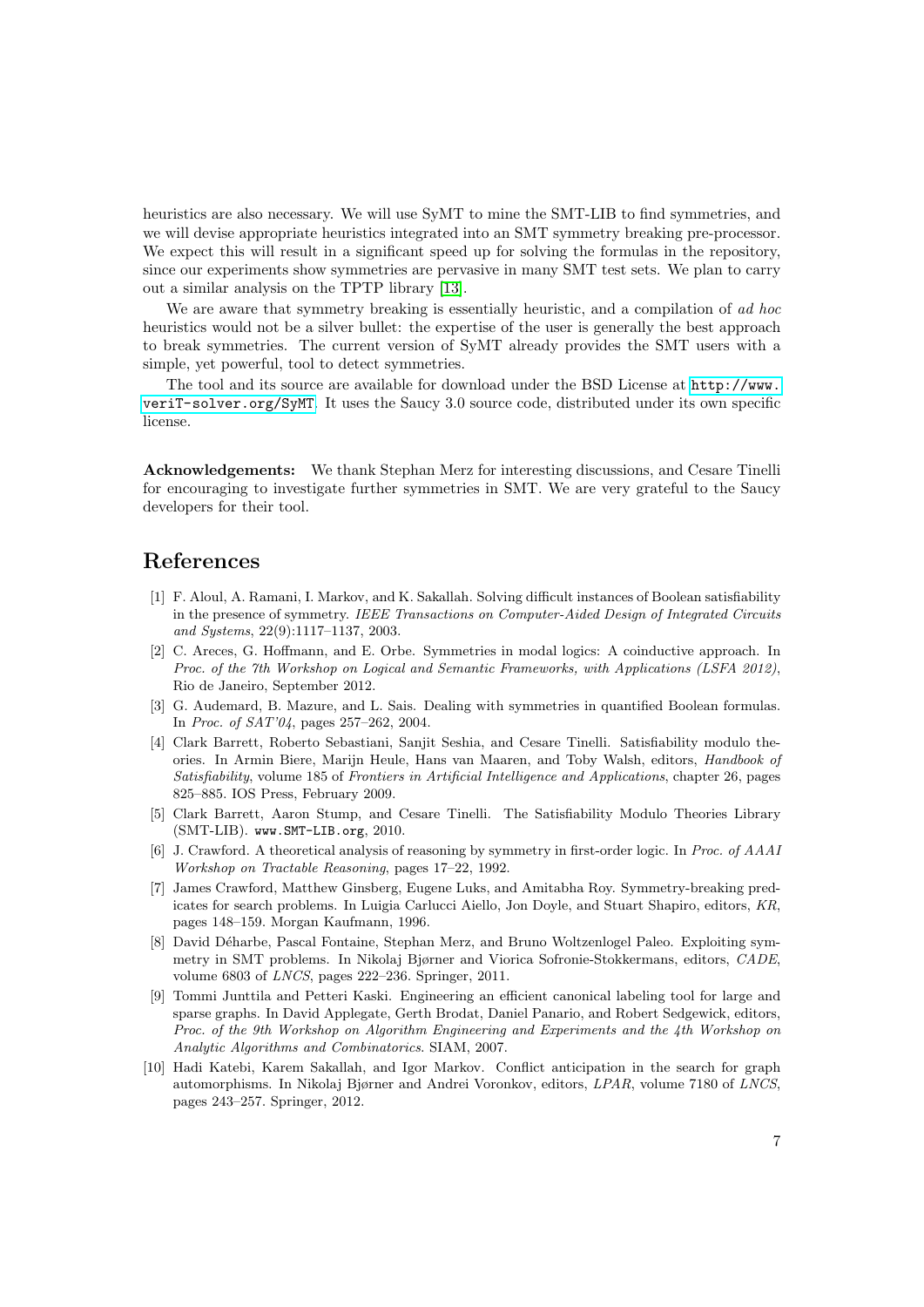heuristics are also necessary. We will use SyMT to mine the SMT-LIB to find symmetries, and we will devise appropriate heuristics integrated into an SMT symmetry breaking pre-processor. We expect this will result in a significant speed up for solving the formulas in the repository, since our experiments show symmetries are pervasive in many SMT test sets. We plan to carry out a similar analysis on the TPTP library [13].

We are aware that symmetry breaking is essentially heuristic, and a compilation of *ad hoc* heuristics would not be a silver bullet: the expertise of the user is generally the best approach to break symmetries. The current version of SyMT already provides the SMT users with a simple, yet powerful, tool to detect symmetries.

The tool and its source are available for download under the BSD License at `http://www.veriT-solver.org/SyMT`. It uses the Saucy 3.0 source code, distributed under its own specific license.

**Acknowledgements:** We thank Stephan Merz for interesting discussions, and Cesare Tinelli for encouraging to investigate further symmetries in SMT. We are very grateful to the Saucy developers for their tool.

# References

[1] F. Aloul, A. Ramani, I. Markov, and K. Sakallah. Solving difficult instances of Boolean satisfiability in the presence of symmetry. *IEEE Transactions on Computer-Aided Design of Integrated Circuits and Systems*, 22(9):1117–1137, 2003.

[2] C. Areces, G. Hoffmann, and E. Orbe. Symmetries in modal logics: A coinductive approach. In *Proc. of the 7th Workshop on Logical and Semantic Frameworks, with Applications (LSFA 2012)*, Rio de Janeiro, September 2012.

[3] G. Audemard, B. Mazure, and L. Sais. Dealing with symmetries in quantified Boolean formulas. In *Proc. of SAT'04*, pages 257–262, 2004.

[4] Clark Barrett, Roberto Sebastiani, Sanjit Seshia, and Cesare Tinelli. Satisfiability modulo theories. In Armin Biere, Marijn Heule, Hans van Maaren, and Toby Walsh, editors, *Handbook of Satisfiability*, volume 185 of *Frontiers in Artificial Intelligence and Applications*, chapter 26, pages 825–885. IOS Press, February 2009.

[5] Clark Barrett, Aaron Stump, and Cesare Tinelli. The Satisfiability Modulo Theories Library (SMT-LIB). `www.SMT-LIB.org`, 2010.

[6] J. Crawford. A theoretical analysis of reasoning by symmetry in first-order logic. In *Proc. of AAAI Workshop on Tractable Reasoning*, pages 17–22, 1992.

[7] James Crawford, Matthew Ginsberg, Eugene Luks, and Amitabha Roy. Symmetry-breaking predicates for search problems. In Luigia Carlucci Aiello, Jon Doyle, and Stuart Shapiro, editors, *KR*, pages 148–159. Morgan Kaufmann, 1996.

[8] David Déharbe, Pascal Fontaine, Stephan Merz, and Bruno Woltzenlogel Paleo. Exploiting symmetry in SMT problems. In Nikolaj Bjørner and Viorica Sofronie-Stokkermans, editors, *CADE*, volume 6803 of *LNCS*, pages 222–236. Springer, 2011.

[9] Tommi Junttila and Petteri Kaski. Engineering an efficient canonical labeling tool for large and sparse graphs. In David Applegate, Gerth Brodat, Daniel Panario, and Robert Sedgewick, editors, *Proc. of the 9th Workshop on Algorithm Engineering and Experiments and the 4th Workshop on Analytic Algorithms and Combinatorics*. SIAM, 2007.

[10] Hadi Katebi, Karem Sakallah, and Igor Markov. Conflict anticipation in the search for graph automorphisms. In Nikolaj Bjørner and Andrei Voronkov, editors, *LPAR*, volume 7180 of *LNCS*, pages 243–257. Springer, 2012.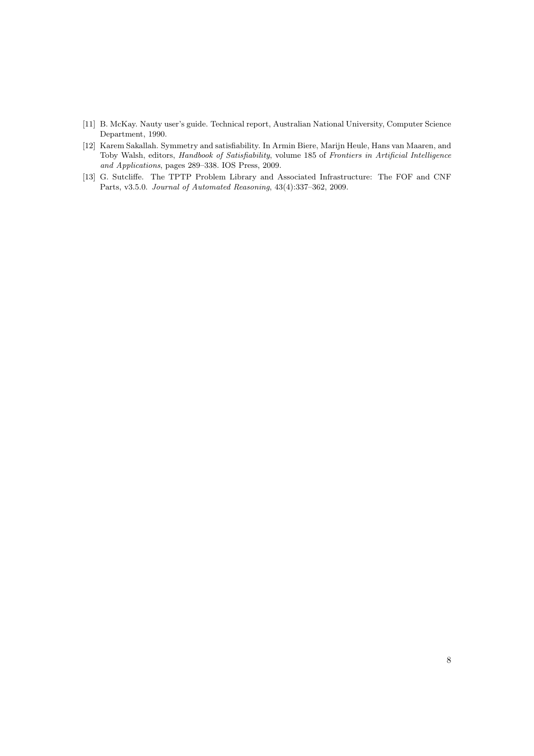[11] B. McKay. Nauty user's guide. Technical report, Australian National University, Computer Science Department, 1990.

[12] Karem Sakallah. Symmetry and satisfiability. In Armin Biere, Marijn Heule, Hans van Maaren, and Toby Walsh, editors, *Handbook of Satisfiability*, volume 185 of *Frontiers in Artificial Intelligence and Applications*, pages 289–338. IOS Press, 2009.

[13] G. Sutcliffe. The TPTP Problem Library and Associated Infrastructure: The FOF and CNF Parts, v3.5.0. *Journal of Automated Reasoning*, 43(4):337–362, 2009.